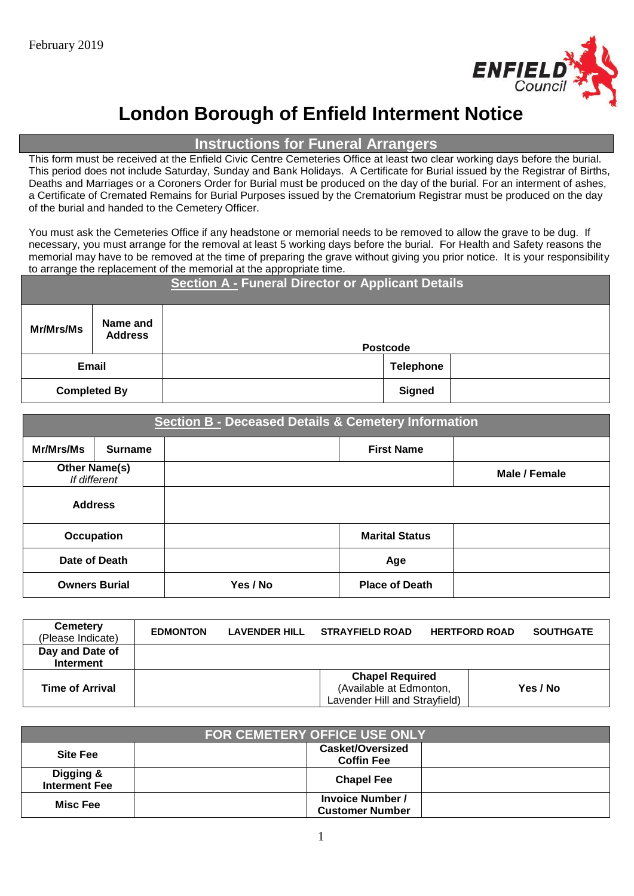February 2019

# London Borough of Enfield Interment Notice

## Instructions for Funeral Arrangers

This form must be received at the Enfield Civic Centre Cemeteries Office at least two clear working days before the burial. This period does not include Saturday, Sunday and Bank Holidays. A Certificate for Burial issued by the Registrar of Births, Deaths and Marriages or a Coroners Order for Burial must be produced on the day of the burial. For an interment of ashes, a Certificate of Cremated Remains for Burial Purposes issued by the Crematorium Registrar must be produced on the day of the burial and handed to the Cemetery Officer.

You must ask the Cemeteries Office if any headstone or memorial needs to be removed to allow the grave to be dug. If necessary, you must arrange for the removal at least 5 working days before the burial. For Health and Safety reasons the memorial may have to be removed at the time of preparing the grave without giving you prior notice. It is your responsibility to arrange the replacement of the memorial at the appropriate time.

## Section A - Funeral Director or Applicant Details

| Mr/Mrs/Ms | Name and Address | Postcode | |
|---|---|---|---|
| **Email** | | **Telephone** | |
| **Completed By** | | **Signed** | |

## Section B - Deceased Details & Cemetery Information

| Mr/Mrs/Ms | Surname | | First Name | |
|---|---|---|---|---|
| **Other Name(s)** *If different* | | | | **Male / Female** |
| **Address** | | | | |
| **Occupation** | | | **Marital Status** | |
| **Date of Death** | | | **Age** | |
| **Owners Burial** | | Yes / No | **Place of Death** | |

| Cemetery (Please Indicate) | EDMONTON | LAVENDER HILL | STRAYFIELD ROAD | HERTFORD ROAD | SOUTHGATE |
|---|---|---|---|---|---|
| **Day and Date of Interment** | | | | | |
| **Time of Arrival** | | | **Chapel Required** (Available at Edmonton, Lavender Hill and Strayfield) | Yes / No | |

## FOR CEMETERY OFFICE USE ONLY

| Site Fee | | Casket/Oversized Coffin Fee | |
|---|---|---|---|
| **Digging & Interment Fee** | | **Chapel Fee** | |
| **Misc Fee** | | **Invoice Number / Customer Number** | |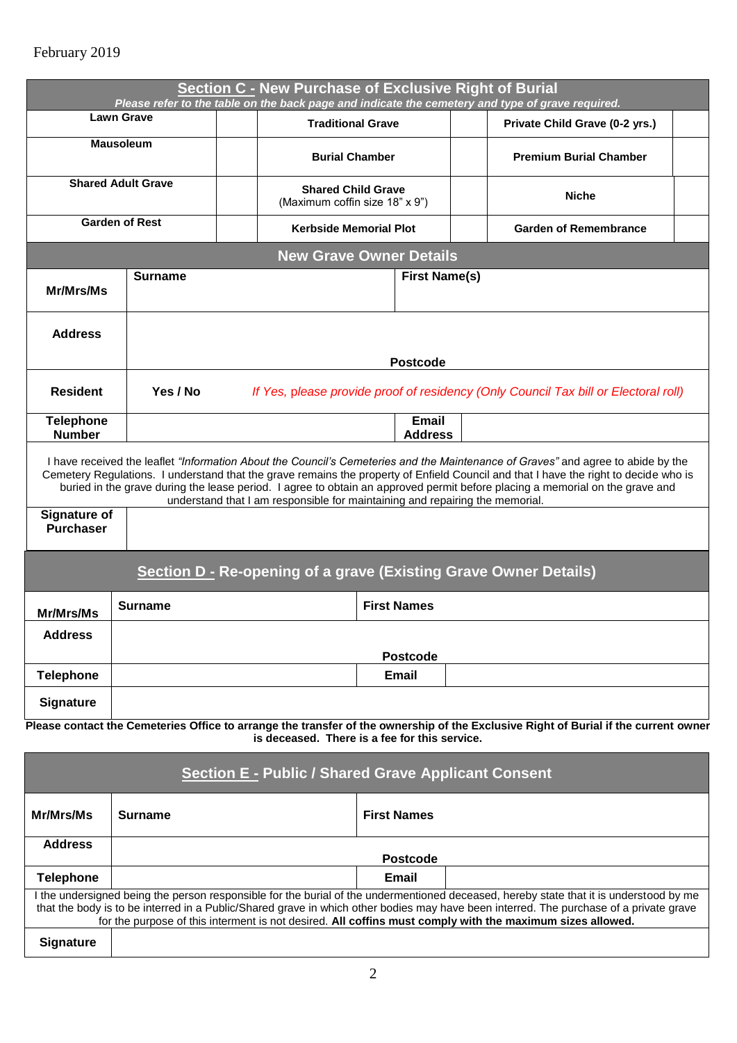February 2019

## Section C - New Purchase of Exclusive Right of Burial

***Please refer to the table on the back page and indicate the cemetery and type of grave required.***

| | | | | | |
|---|---|---|---|---|---|
| **Lawn Grave** | | **Traditional Grave** | | **Private Child Grave (0-2 yrs.)** | |
| **Mausoleum** | | **Burial Chamber** | | **Premium Burial Chamber** | |
| **Shared Adult Grave** | | **Shared Child Grave** (Maximum coffin size 18" x 9") | | **Niche** | |
| **Garden of Rest** | | **Kerbside Memorial Plot** | | **Garden of Remembrance** | |

### New Grave Owner Details

| | | | |
|---|---|---|---|
| **Mr/Mrs/Ms** | **Surname** | **First Name(s)** | |
| **Address** | | **Postcode** | |
| **Resident** | **Yes / No** | *If Yes, please provide proof of residency (Only Council Tax bill or Electoral roll)* | |
| **Telephone Number** | | **Email Address** | |

I have received the leaflet *"Information About the Council's Cemeteries and the Maintenance of Graves"* and agree to abide by the Cemetery Regulations. I understand that the grave remains the property of Enfield Council and that I have the right to decide who is buried in the grave during the lease period. I agree to obtain an approved permit before placing a memorial on the grave and understand that I am responsible for maintaining and repairing the memorial.

| | |
|---|---|
| **Signature of Purchaser** | |

## Section D - Re-opening of a grave (Existing Grave Owner Details)

| | | | |
|---|---|---|---|
| **Mr/Mrs/Ms** | **Surname** | **First Names** | |
| **Address** | | **Postcode** | |
| **Telephone** | | **Email** | |
| **Signature** | | | |

**Please contact the Cemeteries Office to arrange the transfer of the ownership of the Exclusive Right of Burial if the current owner is deceased. There is a fee for this service.**

## Section E - Public / Shared Grave Applicant Consent

| | | | |
|---|---|---|---|
| **Mr/Mrs/Ms** | **Surname** | **First Names** | |
| **Address** | | **Postcode** | |
| **Telephone** | | **Email** | |

I the undersigned being the person responsible for the burial of the undermentioned deceased, hereby state that it is understood by me that the body is to be interred in a Public/Shared grave in which other bodies may have been interred. The purchase of a private grave for the purpose of this interment is not desired. **All coffins must comply with the maximum sizes allowed.**

| | |
|---|---|
| **Signature** | |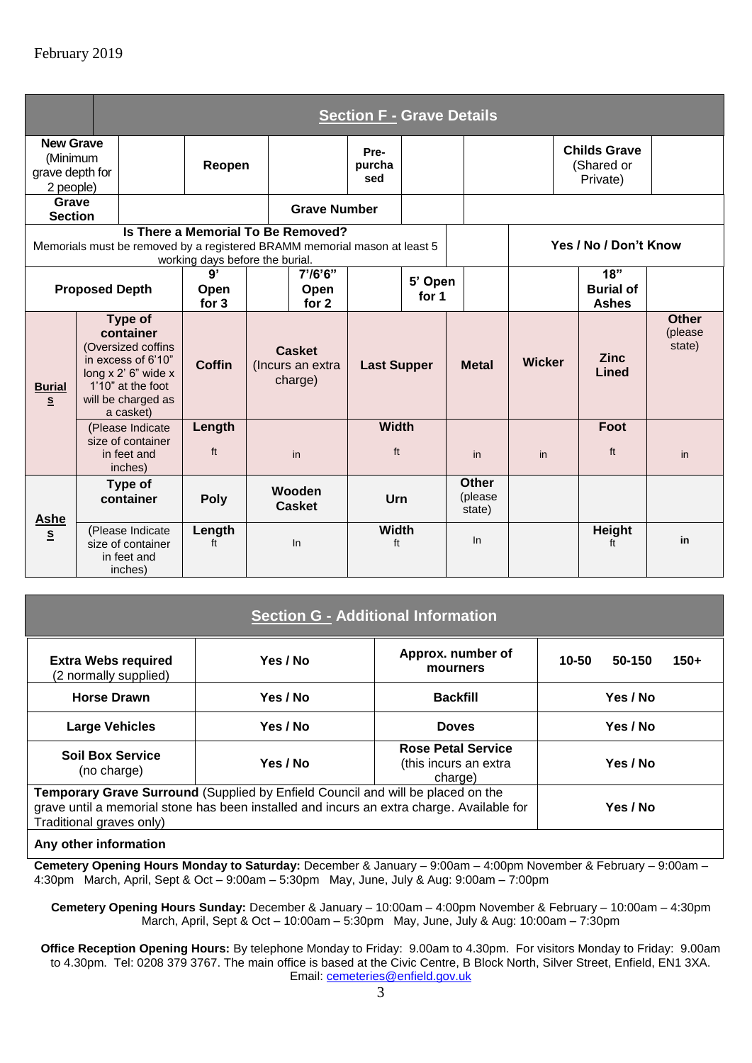February 2019

## Section F - Grave Details

| | | | | | | | | | | | |
|---|---|---|---|---|---|---|---|---|---|---|---|
| **New Grave** (Minimum grave depth for 2 people) | | **Reopen** | | **Pre-purchased** | | | | **Childs Grave** (Shared or Private) | | | |
| **Grave Section** | | | **Grave Number** | | | | | | | | |
| **Is There a Memorial To Be Removed?** Memorials must be removed by a registered BRAMM memorial mason at least 5 working days before the burial. | | | | | | | **Yes / No / Don't Know** | | | | |
| **Proposed Depth** | | **9' Open for 3** | | **7'/6'6" Open for 2** | | **5' Open for 1** | | | **18" Burial of Ashes** | | |
| **Burials** | **Type of container** (Oversized coffins in excess of 6'10" long x 2' 6" wide x 1'10" at the foot will be charged as a casket) | **Coffin** | **Casket** (Incurs an extra charge) | **Last Supper** | **Metal** | **Wicker** | **Zinc Lined** | **Other** (please state) | | | |
| | (Please Indicate size of container in feet and inches) | **Length** ft | in | **Width** ft | in | in | **Foot** ft | in | | | |
| **Ashes** | **Type of container** | **Poly** | **Wooden Casket** | **Urn** | **Other** (please state) | | | | | | |
| | (Please Indicate size of container in feet and inches) | **Length** ft | In | **Width** ft | In | | **Height** ft | **in** | | | |

## Section G - Additional Information

| | | | |
|---|---|---|---|
| **Extra Webs required** (2 normally supplied) | **Yes / No** | **Approx. number of mourners** | **10-50 50-150 150+** |
| **Horse Drawn** | **Yes / No** | **Backfill** | **Yes / No** |
| **Large Vehicles** | **Yes / No** | **Doves** | **Yes / No** |
| **Soil Box Service** (no charge) | **Yes / No** | **Rose Petal Service** (this incurs an extra charge) | **Yes / No** |
| **Temporary Grave Surround** (Supplied by Enfield Council and will be placed on the grave until a memorial stone has been installed and incurs an extra charge. Available for Traditional graves only) | | | **Yes / No** |

**Any other information**

**Cemetery Opening Hours Monday to Saturday:** December & January – 9:00am – 4:00pm November & February – 9:00am – 4:30pm March, April, Sept & Oct – 9:00am – 5:30pm May, June, July & Aug: 9:00am – 7:00pm

**Cemetery Opening Hours Sunday:** December & January – 10:00am – 4:00pm November & February – 10:00am – 4:30pm March, April, Sept & Oct – 10:00am – 5:30pm May, June, July & Aug: 10:00am – 7:30pm

**Office Reception Opening Hours:** By telephone Monday to Friday: 9.00am to 4.30pm. For visitors Monday to Friday: 9.00am to 4.30pm. Tel: 0208 379 3767. The main office is based at the Civic Centre, B Block North, Silver Street, Enfield, EN1 3XA. Email: cemeteries@enfield.gov.uk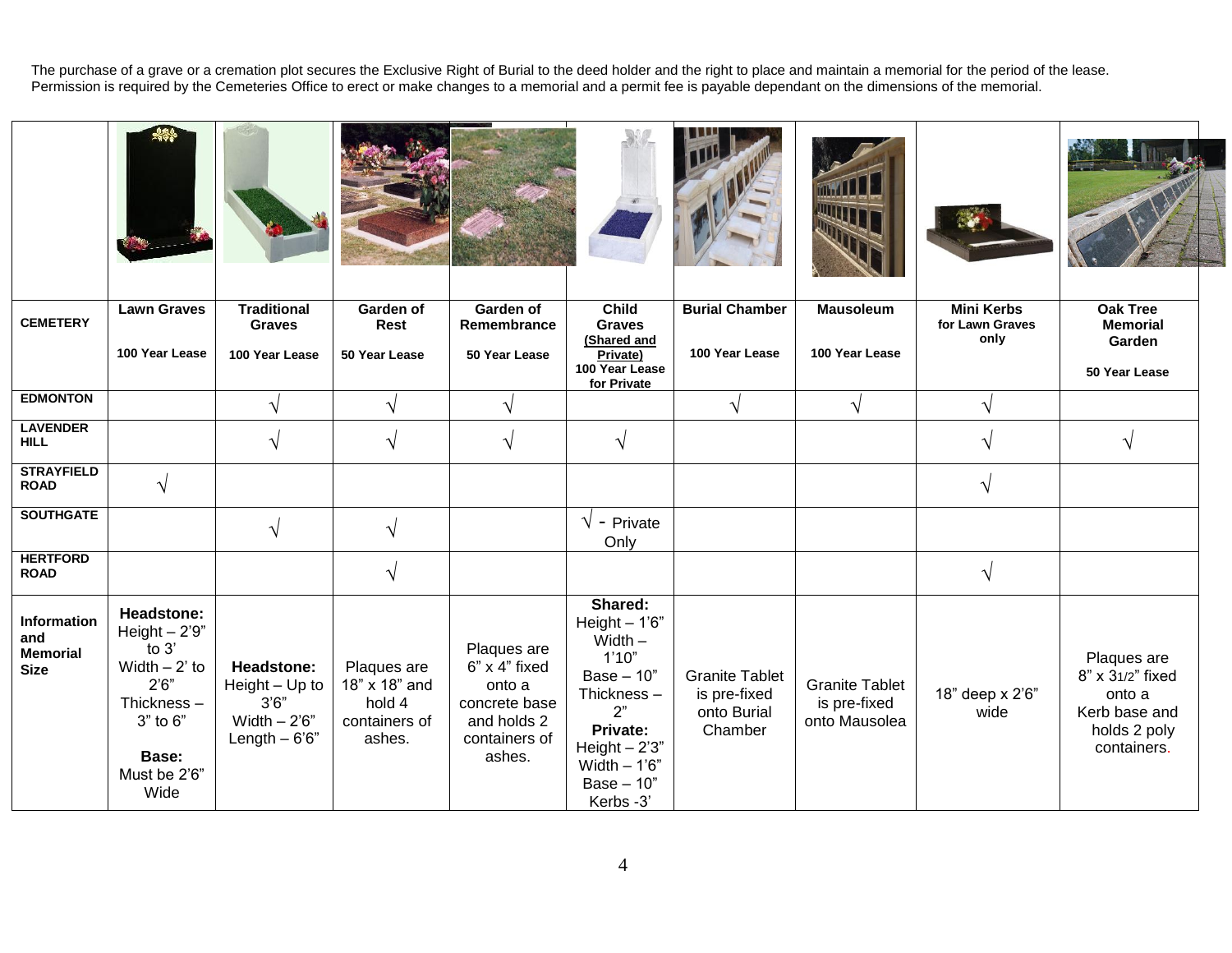The purchase of a grave or a cremation plot secures the Exclusive Right of Burial to the deed holder and the right to place and maintain a memorial for the period of the lease. Permission is required by the Cemeteries Office to erect or make changes to a memorial and a permit fee is payable dependant on the dimensions of the memorial.

| CEMETERY | Lawn Graves<br><br>100 Year Lease | Traditional Graves<br><br>100 Year Lease | Garden of Rest<br><br>50 Year Lease | Garden of Remembrance<br><br>50 Year Lease | Child Graves<br>(Shared and Private)<br>100 Year Lease for Private | Burial Chamber<br><br>100 Year Lease | Mausoleum<br><br>100 Year Lease | Mini Kerbs for Lawn Graves only | Oak Tree Memorial Garden<br><br>50 Year Lease |
|---|---|---|---|---|---|---|---|---|---|
| EDMONTON | | √ | √ | √ | | √ | √ | √ | |
| LAVENDER HILL | | √ | √ | √ | √ | | | √ | √ |
| STRAYFIELD ROAD | √ | | | | | | | √ | |
| SOUTHGATE | | √ | √ | | √ - Private Only | | | | |
| HERTFORD ROAD | | | √ | | | | | √ | |
| Information and Memorial Size | **Headstone:**<br>Height – 2'9" to 3'<br>Width – 2' to 2'6"<br>Thickness – 3" to 6"<br><br>**Base:**<br>Must be 2'6" Wide | **Headstone:**<br>Height – Up to 3'6"<br>Width – 2'6"<br>Length – 6'6" | Plaques are 18" x 18" and hold 4 containers of ashes. | Plaques are 6" x 4" fixed onto a concrete base and holds 2 containers of ashes. | **Shared:**<br>Height – 1'6"<br>Width – 1'10"<br>Base – 10"<br>Thickness – 2"<br>**Private:**<br>Height – 2'3"<br>Width – 1'6"<br>Base – 10"<br>Kerbs -3' | Granite Tablet is pre-fixed onto Burial Chamber | Granite Tablet is pre-fixed onto Mausolea | 18" deep x 2'6" wide | Plaques are 8" x 3 1/2" fixed onto a Kerb base and holds 2 poly containers. |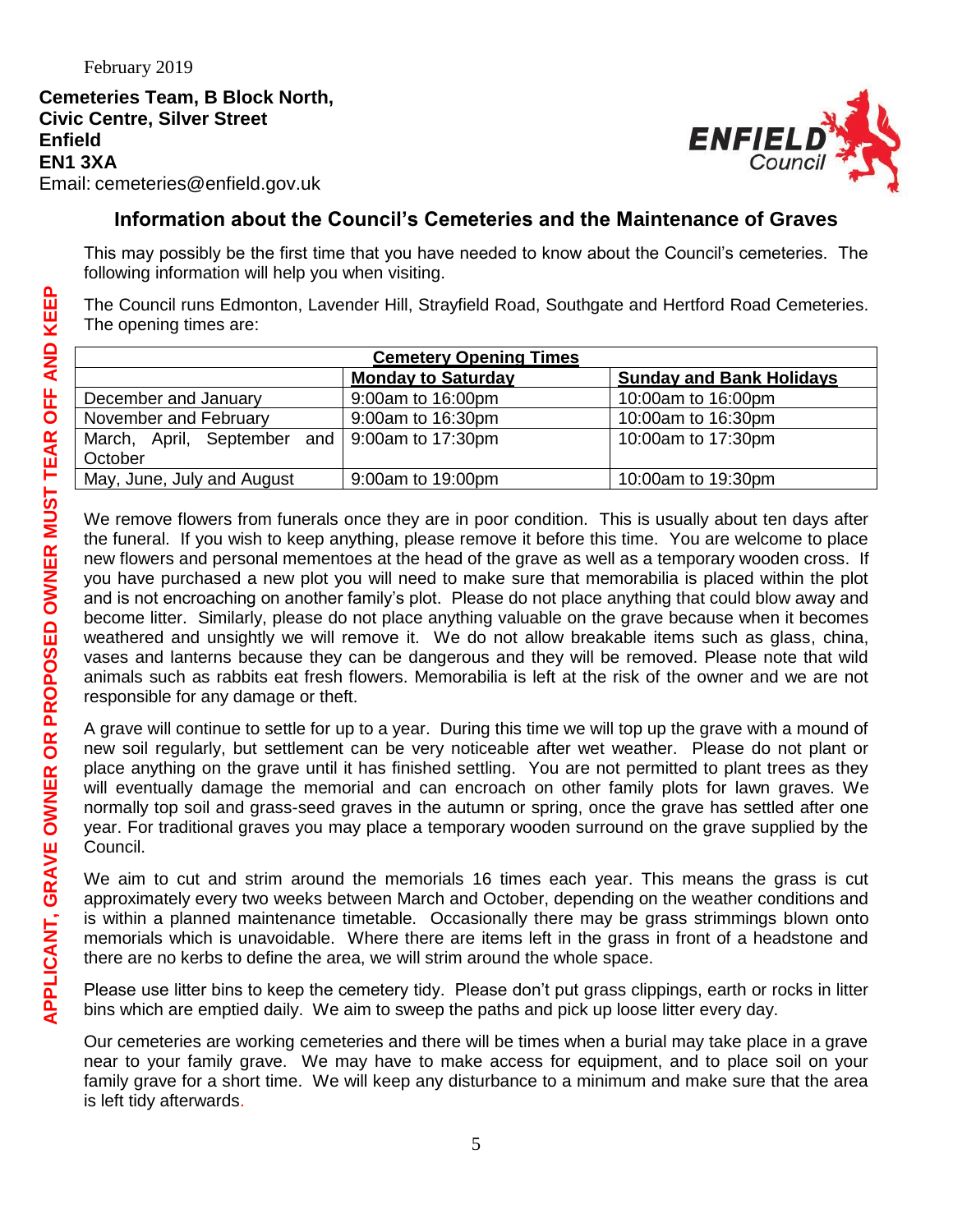February 2019

**Cemeteries Team, B Block North,**
**Civic Centre, Silver Street**
**Enfield**
**EN1 3XA**
Email: cemeteries@enfield.gov.uk

**APPLICANT, GRAVE OWNER OR PROPOSED OWNER MUST TEAR OFF AND KEEP**

## Information about the Council's Cemeteries and the Maintenance of Graves

This may possibly be the first time that you have needed to know about the Council's cemeteries. The following information will help you when visiting.

The Council runs Edmonton, Lavender Hill, Strayfield Road, Southgate and Hertford Road Cemeteries. The opening times are:

| Cemetery Opening Times | | |
|---|---|---|
| | **Monday to Saturday** | **Sunday and Bank Holidays** |
| December and January | 9:00am to 16:00pm | 10:00am to 16:00pm |
| November and February | 9:00am to 16:30pm | 10:00am to 16:30pm |
| March, April, September and October | 9:00am to 17:30pm | 10:00am to 17:30pm |
| May, June, July and August | 9:00am to 19:00pm | 10:00am to 19:30pm |

We remove flowers from funerals once they are in poor condition. This is usually about ten days after the funeral. If you wish to keep anything, please remove it before this time. You are welcome to place new flowers and personal mementoes at the head of the grave as well as a temporary wooden cross. If you have purchased a new plot you will need to make sure that memorabilia is placed within the plot and is not encroaching on another family's plot. Please do not place anything that could blow away and become litter. Similarly, please do not place anything valuable on the grave because when it becomes weathered and unsightly we will remove it. We do not allow breakable items such as glass, china, vases and lanterns because they can be dangerous and they will be removed. Please note that wild animals such as rabbits eat fresh flowers. Memorabilia is left at the risk of the owner and we are not responsible for any damage or theft.

A grave will continue to settle for up to a year. During this time we will top up the grave with a mound of new soil regularly, but settlement can be very noticeable after wet weather. Please do not plant or place anything on the grave until it has finished settling. You are not permitted to plant trees as they will eventually damage the memorial and can encroach on other family plots for lawn graves. We normally top soil and grass-seed graves in the autumn or spring, once the grave has settled after one year. For traditional graves you may place a temporary wooden surround on the grave supplied by the Council.

We aim to cut and strim around the memorials 16 times each year. This means the grass is cut approximately every two weeks between March and October, depending on the weather conditions and is within a planned maintenance timetable. Occasionally there may be grass strimmings blown onto memorials which is unavoidable. Where there are items left in the grass in front of a headstone and there are no kerbs to define the area, we will strim around the whole space.

Please use litter bins to keep the cemetery tidy. Please don't put grass clippings, earth or rocks in litter bins which are emptied daily. We aim to sweep the paths and pick up loose litter every day.

Our cemeteries are working cemeteries and there will be times when a burial may take place in a grave near to your family grave. We may have to make access for equipment, and to place soil on your family grave for a short time. We will keep any disturbance to a minimum and make sure that the area is left tidy afterwards.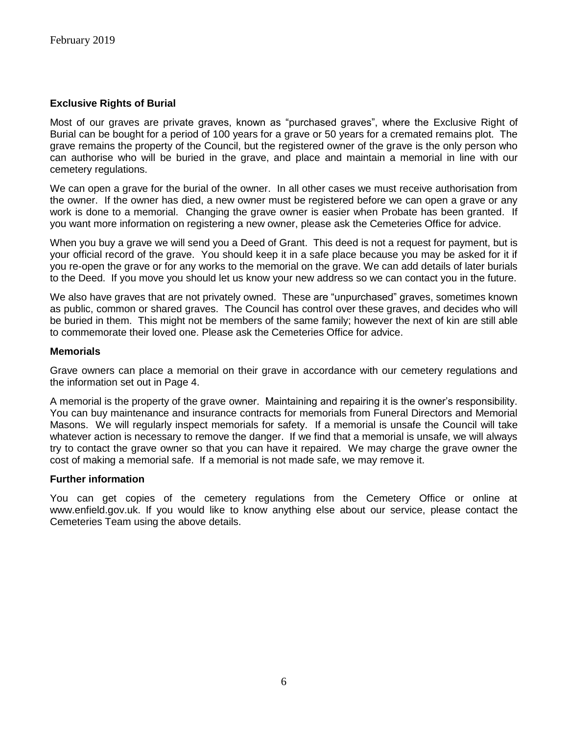February 2019

## Exclusive Rights of Burial

Most of our graves are private graves, known as "purchased graves", where the Exclusive Right of Burial can be bought for a period of 100 years for a grave or 50 years for a cremated remains plot. The grave remains the property of the Council, but the registered owner of the grave is the only person who can authorise who will be buried in the grave, and place and maintain a memorial in line with our cemetery regulations.

We can open a grave for the burial of the owner. In all other cases we must receive authorisation from the owner. If the owner has died, a new owner must be registered before we can open a grave or any work is done to a memorial. Changing the grave owner is easier when Probate has been granted. If you want more information on registering a new owner, please ask the Cemeteries Office for advice.

When you buy a grave we will send you a Deed of Grant. This deed is not a request for payment, but is your official record of the grave. You should keep it in a safe place because you may be asked for it if you re-open the grave or for any works to the memorial on the grave. We can add details of later burials to the Deed. If you move you should let us know your new address so we can contact you in the future.

We also have graves that are not privately owned. These are "unpurchased" graves, sometimes known as public, common or shared graves. The Council has control over these graves, and decides who will be buried in them. This might not be members of the same family; however the next of kin are still able to commemorate their loved one. Please ask the Cemeteries Office for advice.

## Memorials

Grave owners can place a memorial on their grave in accordance with our cemetery regulations and the information set out in Page 4.

A memorial is the property of the grave owner. Maintaining and repairing it is the owner's responsibility. You can buy maintenance and insurance contracts for memorials from Funeral Directors and Memorial Masons. We will regularly inspect memorials for safety. If a memorial is unsafe the Council will take whatever action is necessary to remove the danger. If we find that a memorial is unsafe, we will always try to contact the grave owner so that you can have it repaired. We may charge the grave owner the cost of making a memorial safe. If a memorial is not made safe, we may remove it.

## Further information

You can get copies of the cemetery regulations from the Cemetery Office or online at www.enfield.gov.uk. If you would like to know anything else about our service, please contact the Cemeteries Team using the above details.